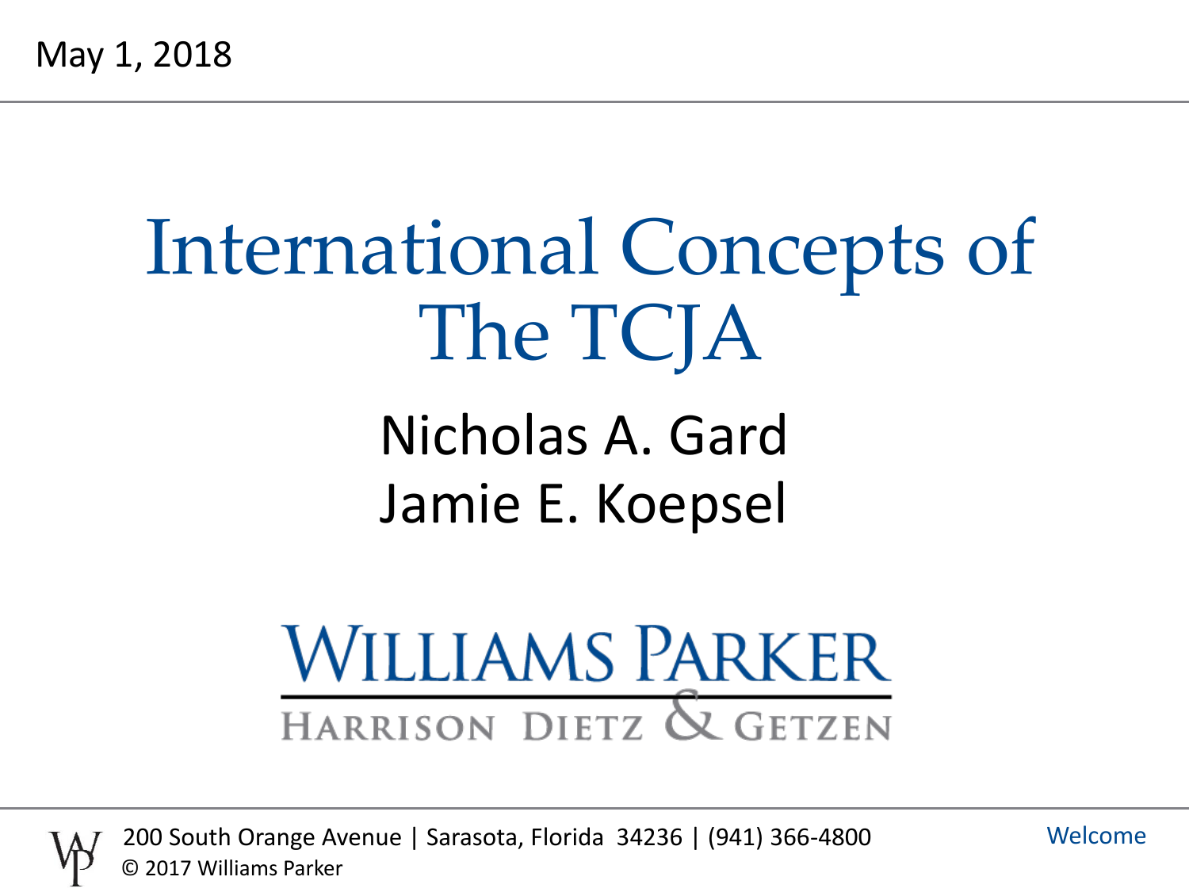May 1, 2018

# International Concepts of The TCJA

Nicholas A. Gard
Jamie E. Koepsel

WILLIAMS PARKER
HARRISON DIETZ & GETZEN

200 South Orange Avenue | Sarasota, Florida 34236 | (941) 366-4800
© 2017 Williams Parker

Welcome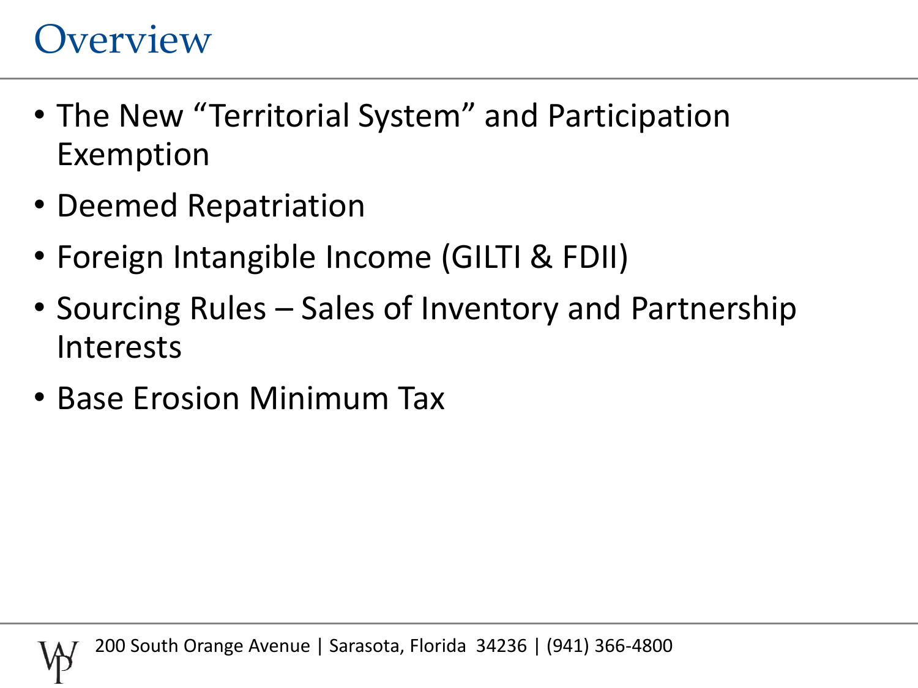# Overview

- The New “Territorial System” and Participation Exemption
- Deemed Repatriation
- Foreign Intangible Income (GILTI & FDII)
- Sourcing Rules – Sales of Inventory and Partnership Interests
- Base Erosion Minimum Tax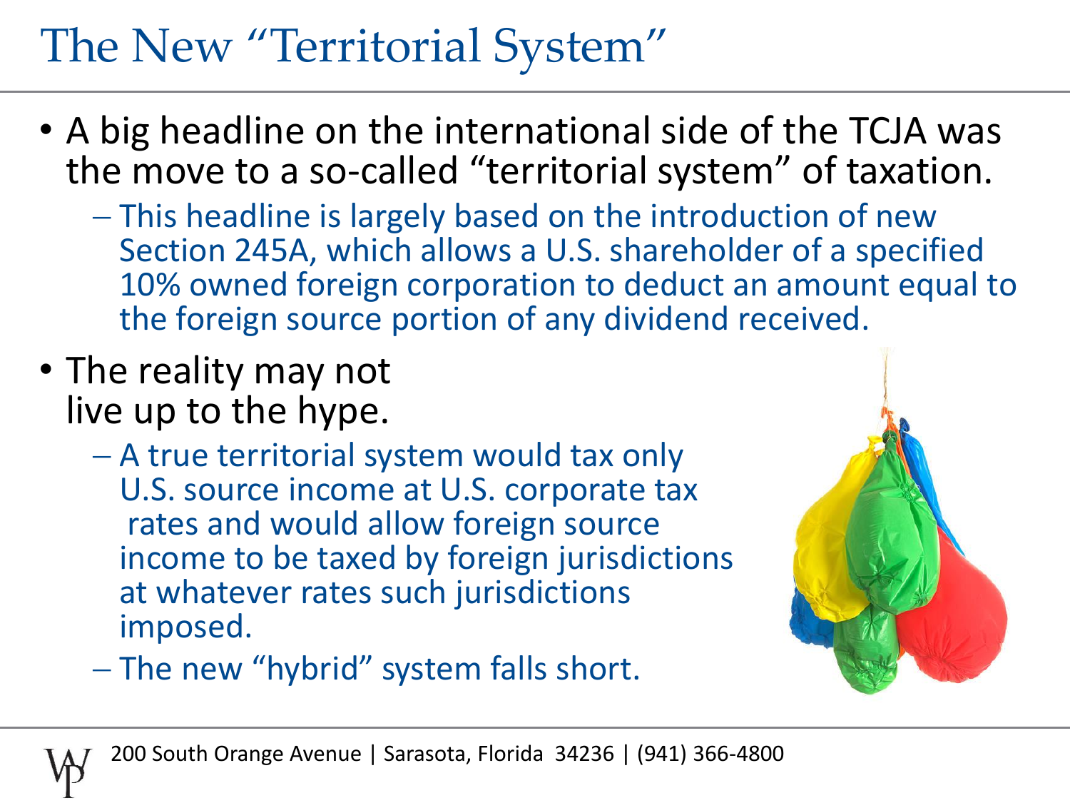# The New "Territorial System"

- A big headline on the international side of the TCJA was the move to a so-called "territorial system" of taxation.
  - This headline is largely based on the introduction of new Section 245A, which allows a U.S. shareholder of a specified 10% owned foreign corporation to deduct an amount equal to the foreign source portion of any dividend received.
- The reality may not live up to the hype.
  - A true territorial system would tax only U.S. source income at U.S. corporate tax rates and would allow foreign source income to be taxed by foreign jurisdictions at whatever rates such jurisdictions imposed.
  - The new "hybrid" system falls short.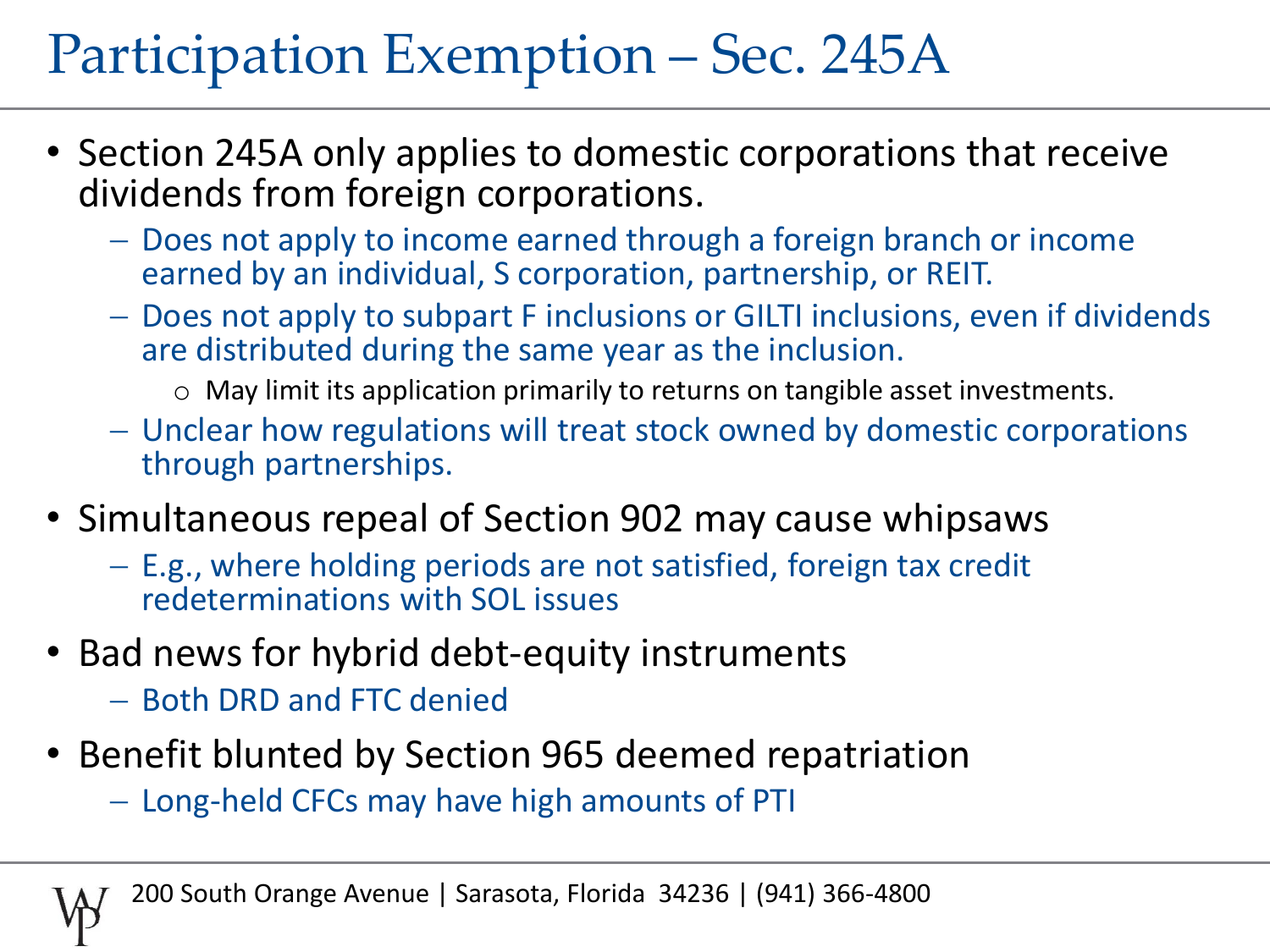# Participation Exemption – Sec. 245A

- Section 245A only applies to domestic corporations that receive dividends from foreign corporations.
  - Does not apply to income earned through a foreign branch or income earned by an individual, S corporation, partnership, or REIT.
  - Does not apply to subpart F inclusions or GILTI inclusions, even if dividends are distributed during the same year as the inclusion.
    - May limit its application primarily to returns on tangible asset investments.
  - Unclear how regulations will treat stock owned by domestic corporations through partnerships.
- Simultaneous repeal of Section 902 may cause whipsaws
  - E.g., where holding periods are not satisfied, foreign tax credit redeterminations with SOL issues
- Bad news for hybrid debt-equity instruments
  - Both DRD and FTC denied
- Benefit blunted by Section 965 deemed repatriation
  - Long-held CFCs may have high amounts of PTI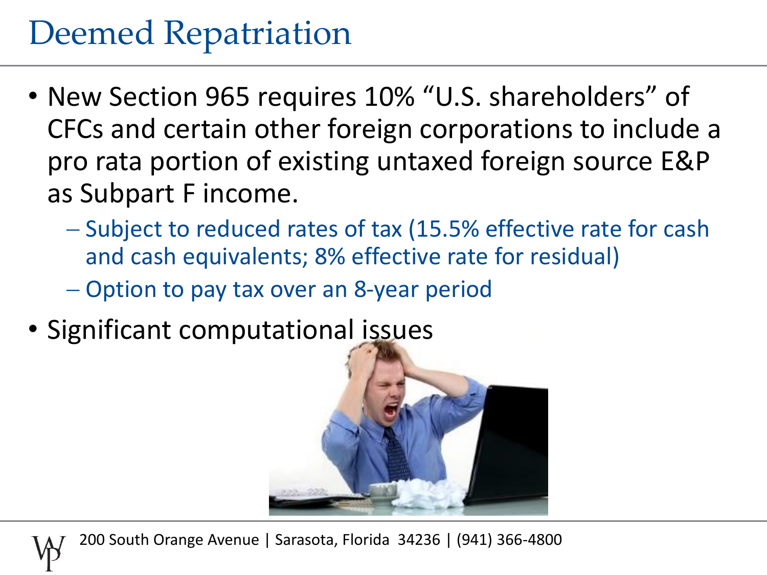# Deemed Repatriation

- New Section 965 requires 10% "U.S. shareholders" of CFCs and certain other foreign corporations to include a pro rata portion of existing untaxed foreign source E&P as Subpart F income.
  - Subject to reduced rates of tax (15.5% effective rate for cash and cash equivalents; 8% effective rate for residual)
  - Option to pay tax over an 8-year period
- Significant computational issues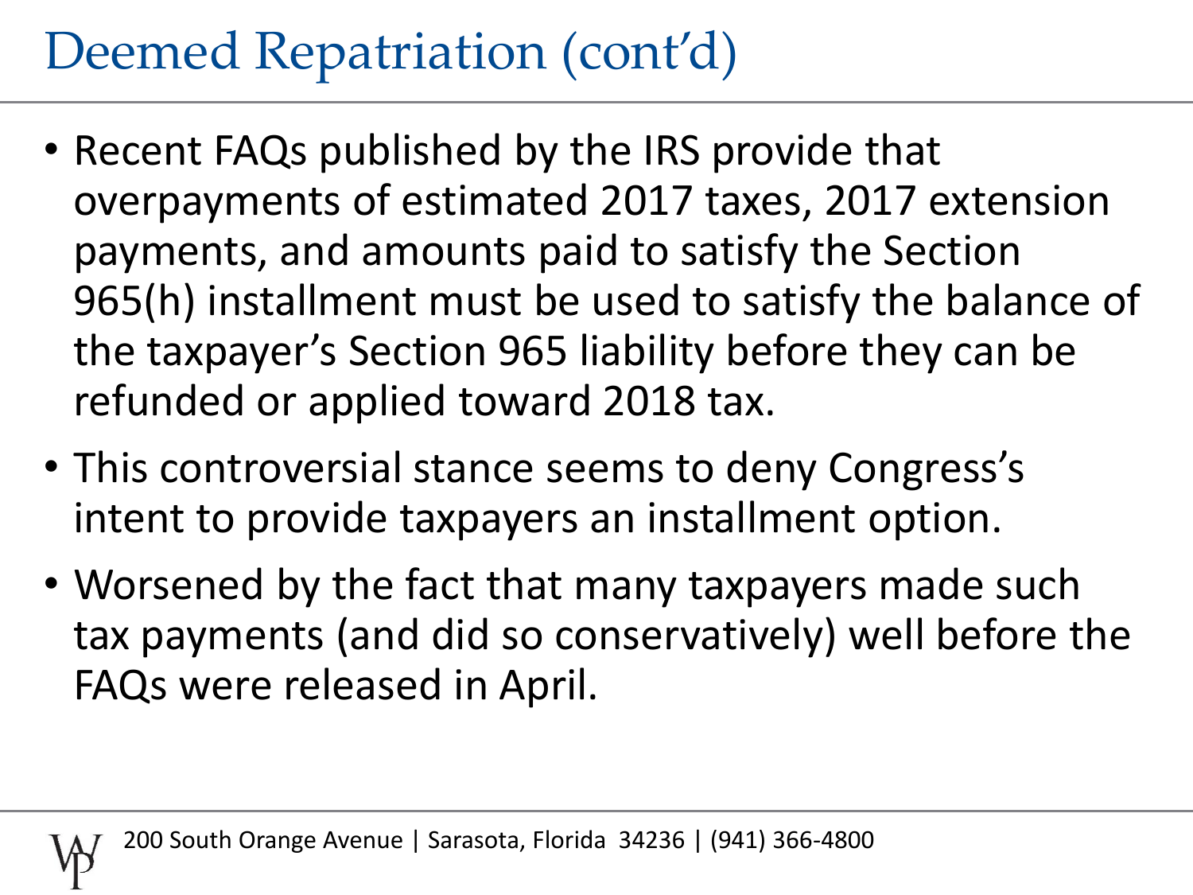# Deemed Repatriation (cont'd)

- Recent FAQs published by the IRS provide that overpayments of estimated 2017 taxes, 2017 extension payments, and amounts paid to satisfy the Section 965(h) installment must be used to satisfy the balance of the taxpayer's Section 965 liability before they can be refunded or applied toward 2018 tax.
- This controversial stance seems to deny Congress's intent to provide taxpayers an installment option.
- Worsened by the fact that many taxpayers made such tax payments (and did so conservatively) well before the FAQs were released in April.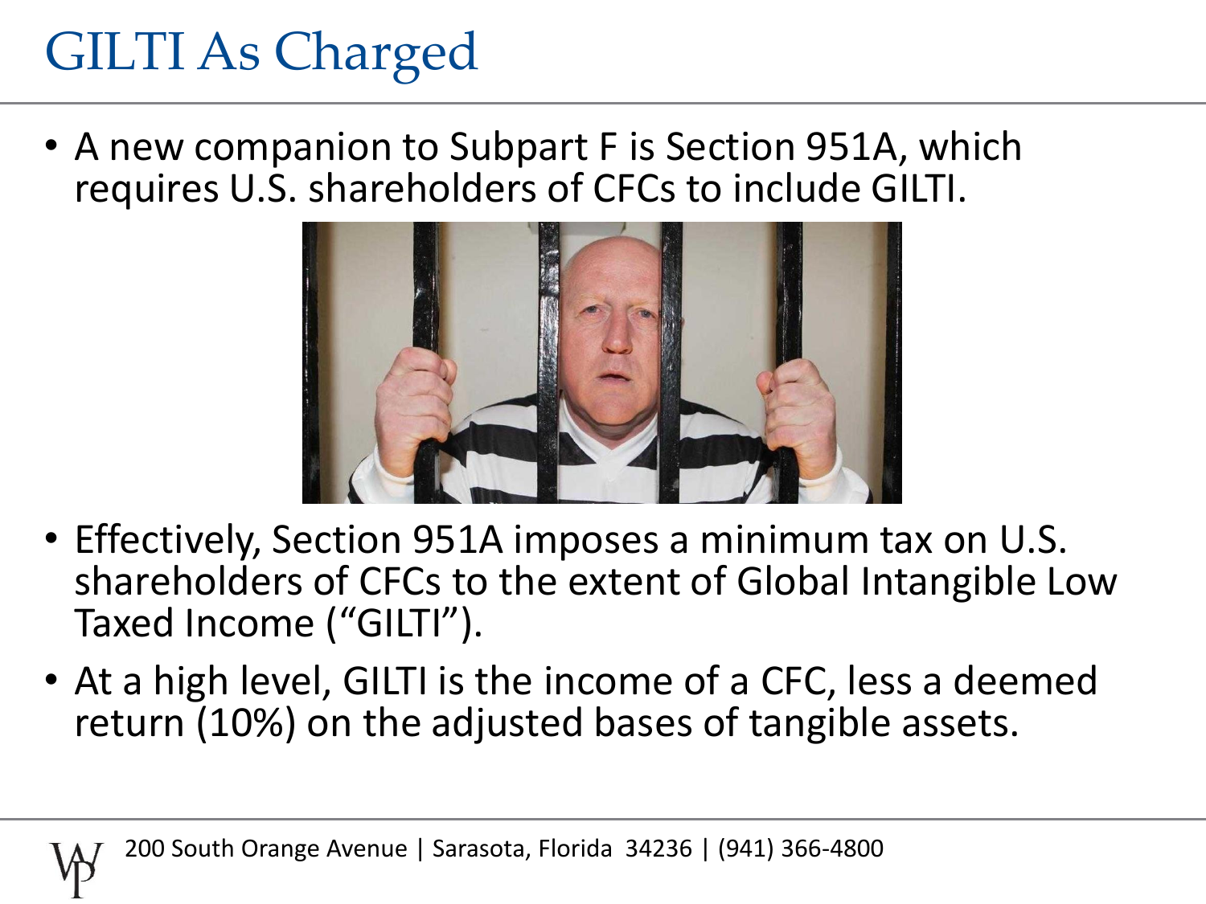# GILTI As Charged

- A new companion to Subpart F is Section 951A, which requires U.S. shareholders of CFCs to include GILTI.
- Effectively, Section 951A imposes a minimum tax on U.S. shareholders of CFCs to the extent of Global Intangible Low Taxed Income (“GILTI”).
- At a high level, GILTI is the income of a CFC, less a deemed return (10%) on the adjusted bases of tangible assets.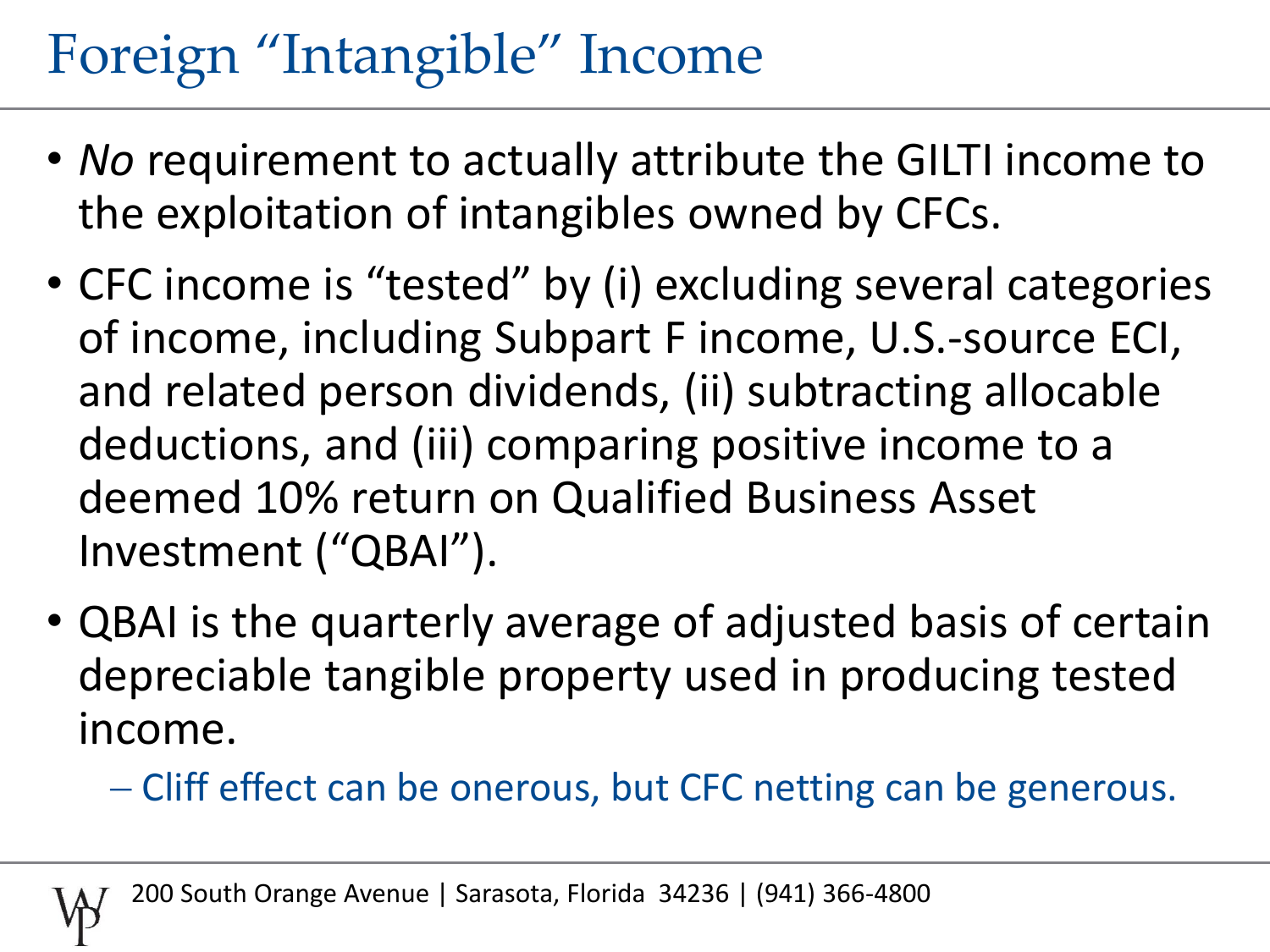# Foreign "Intangible" Income

- *No* requirement to actually attribute the GILTI income to the exploitation of intangibles owned by CFCs.
- CFC income is "tested" by (i) excluding several categories of income, including Subpart F income, U.S.-source ECI, and related person dividends, (ii) subtracting allocable deductions, and (iii) comparing positive income to a deemed 10% return on Qualified Business Asset Investment ("QBAI").
- QBAI is the quarterly average of adjusted basis of certain depreciable tangible property used in producing tested income.
  - Cliff effect can be onerous, but CFC netting can be generous.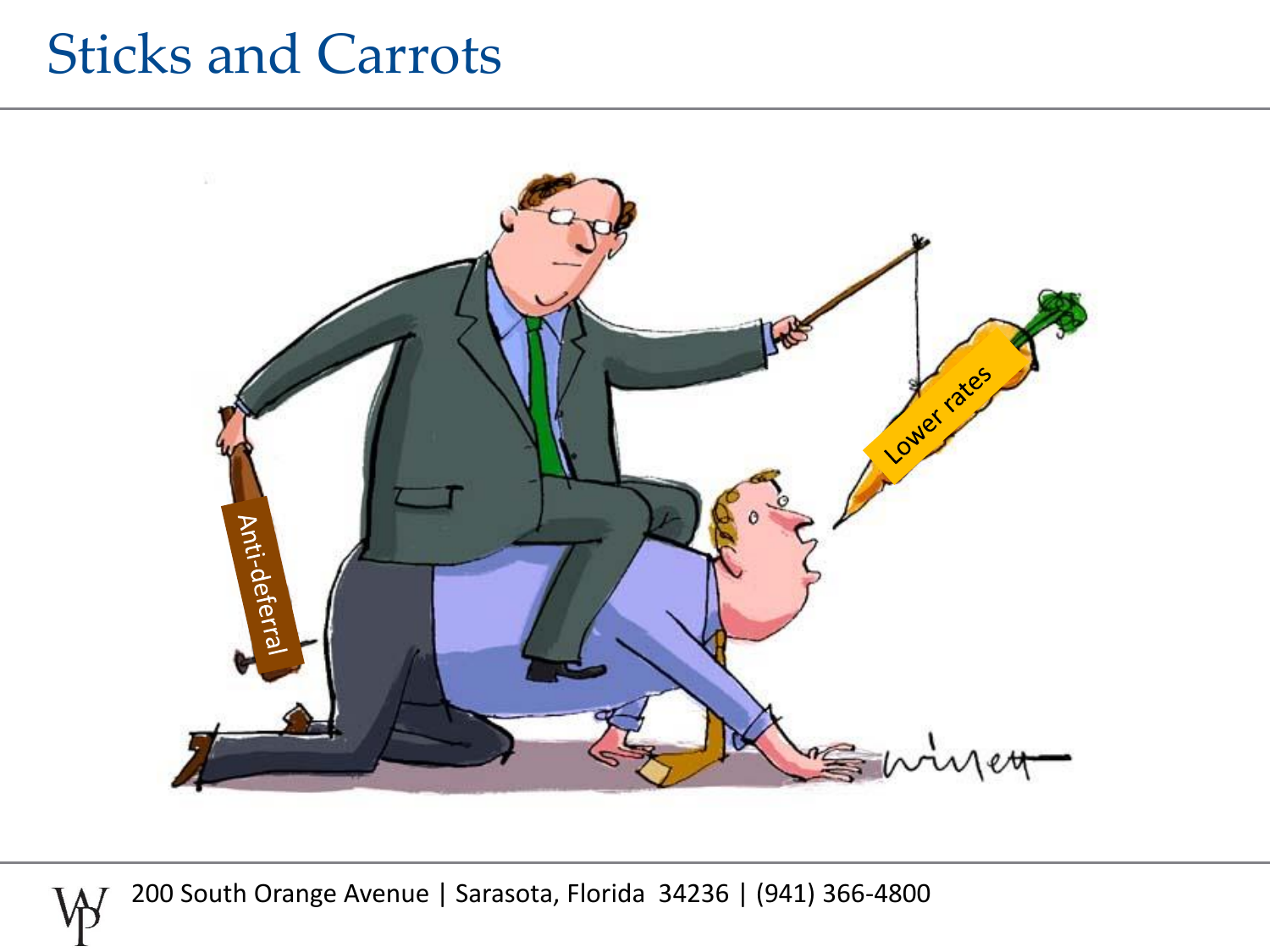# Sticks and Carrots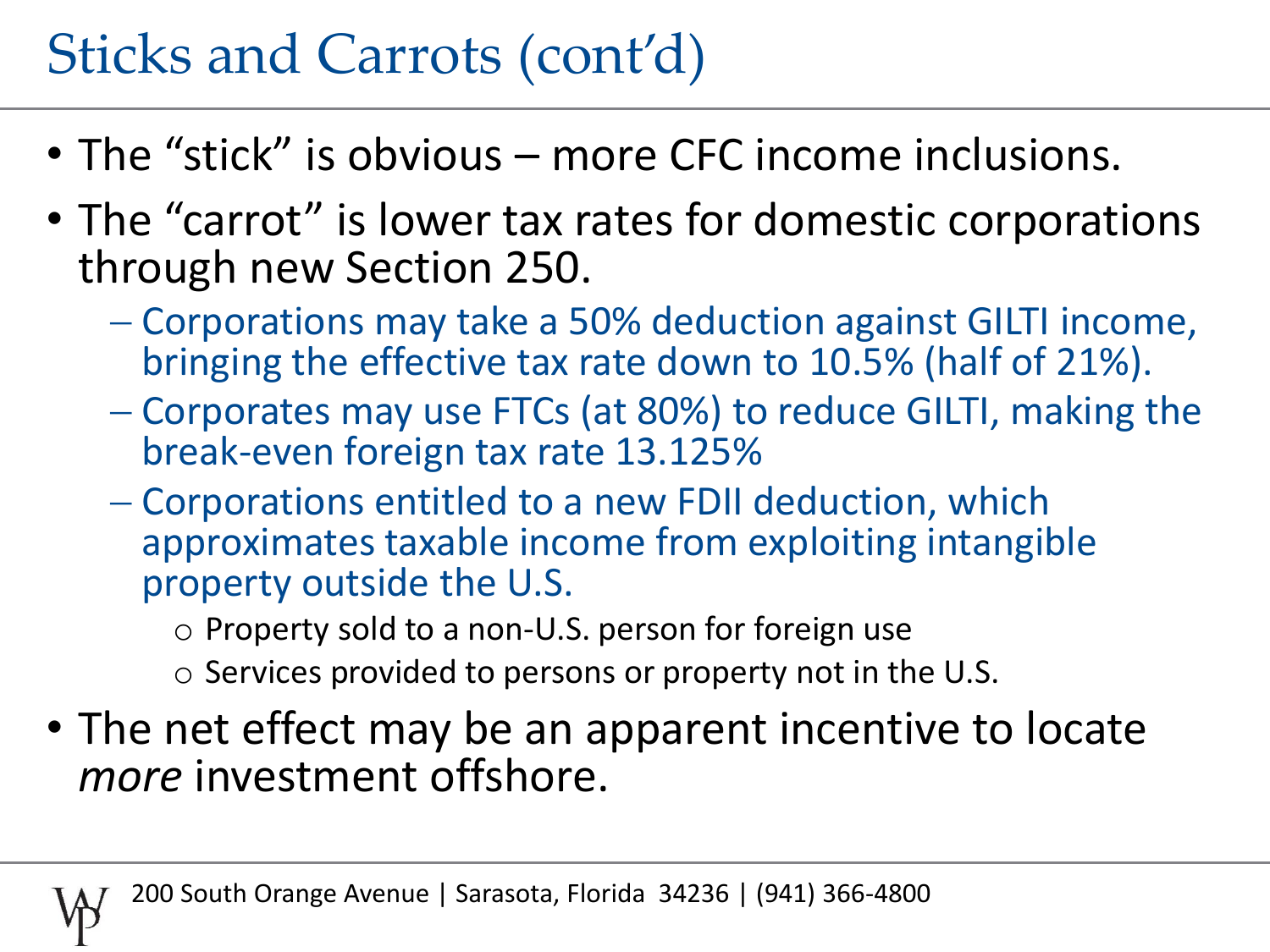# Sticks and Carrots (cont'd)

- The "stick" is obvious – more CFC income inclusions.
- The "carrot" is lower tax rates for domestic corporations through new Section 250.
  - Corporations may take a 50% deduction against GILTI income, bringing the effective tax rate down to 10.5% (half of 21%).
  - Corporates may use FTCs (at 80%) to reduce GILTI, making the break-even foreign tax rate 13.125%
  - Corporations entitled to a new FDII deduction, which approximates taxable income from exploiting intangible property outside the U.S.
    - Property sold to a non-U.S. person for foreign use
    - Services provided to persons or property not in the U.S.
- The net effect may be an apparent incentive to locate *more* investment offshore.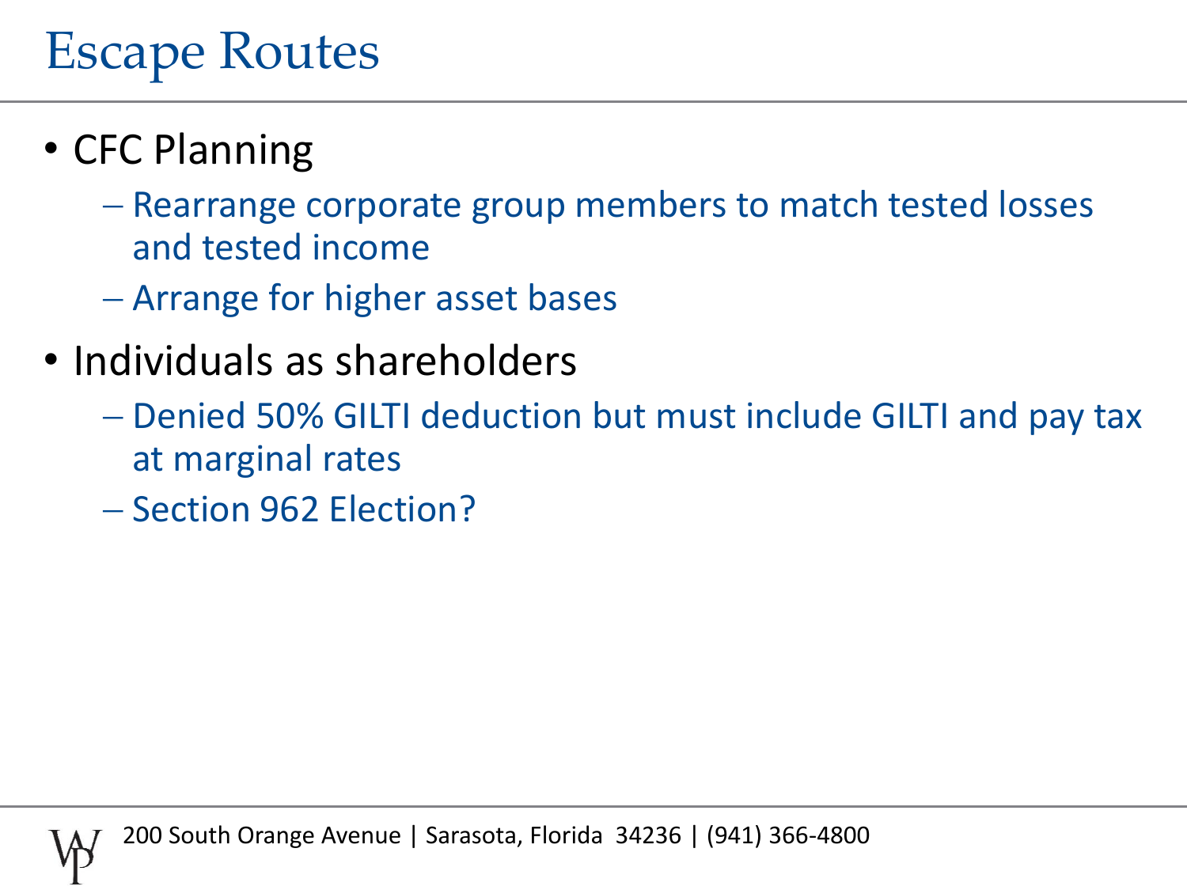# Escape Routes

- CFC Planning
  - Rearrange corporate group members to match tested losses and tested income
  - Arrange for higher asset bases
- Individuals as shareholders
  - Denied 50% GILTI deduction but must include GILTI and pay tax at marginal rates
  - Section 962 Election?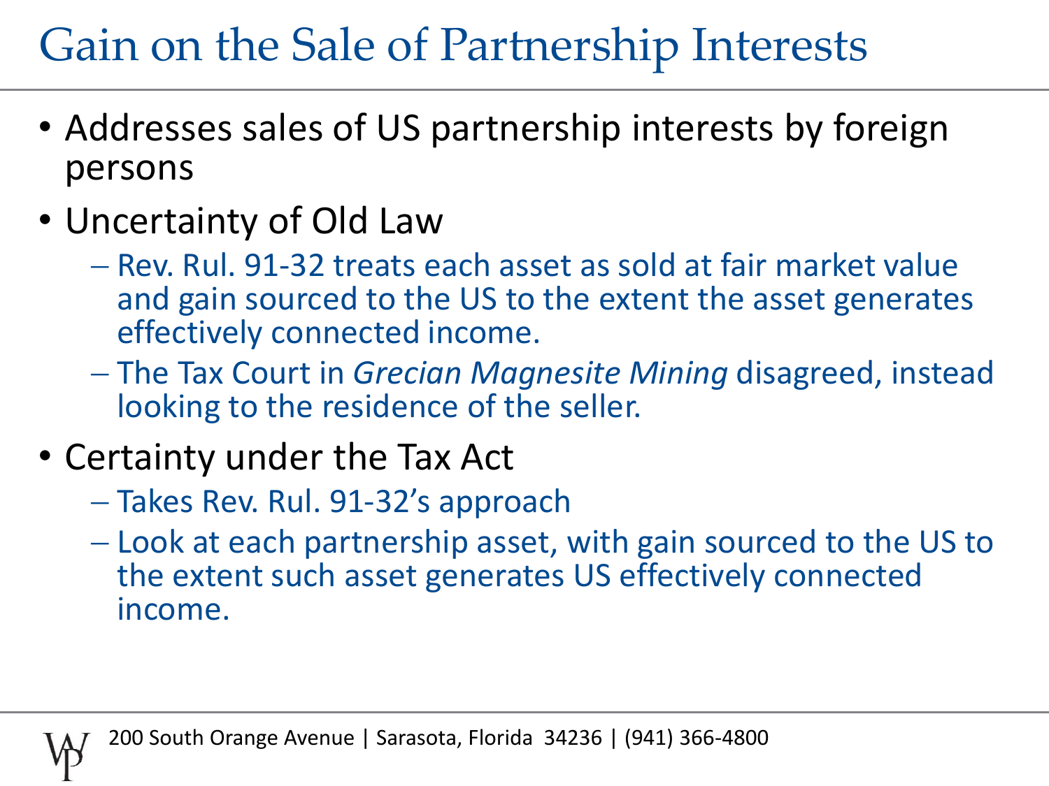# Gain on the Sale of Partnership Interests

- Addresses sales of US partnership interests by foreign persons
- Uncertainty of Old Law
  - Rev. Rul. 91-32 treats each asset as sold at fair market value and gain sourced to the US to the extent the asset generates effectively connected income.
  - The Tax Court in *Grecian Magnesite Mining* disagreed, instead looking to the residence of the seller.
- Certainty under the Tax Act
  - Takes Rev. Rul. 91-32's approach
  - Look at each partnership asset, with gain sourced to the US to the extent such asset generates US effectively connected income.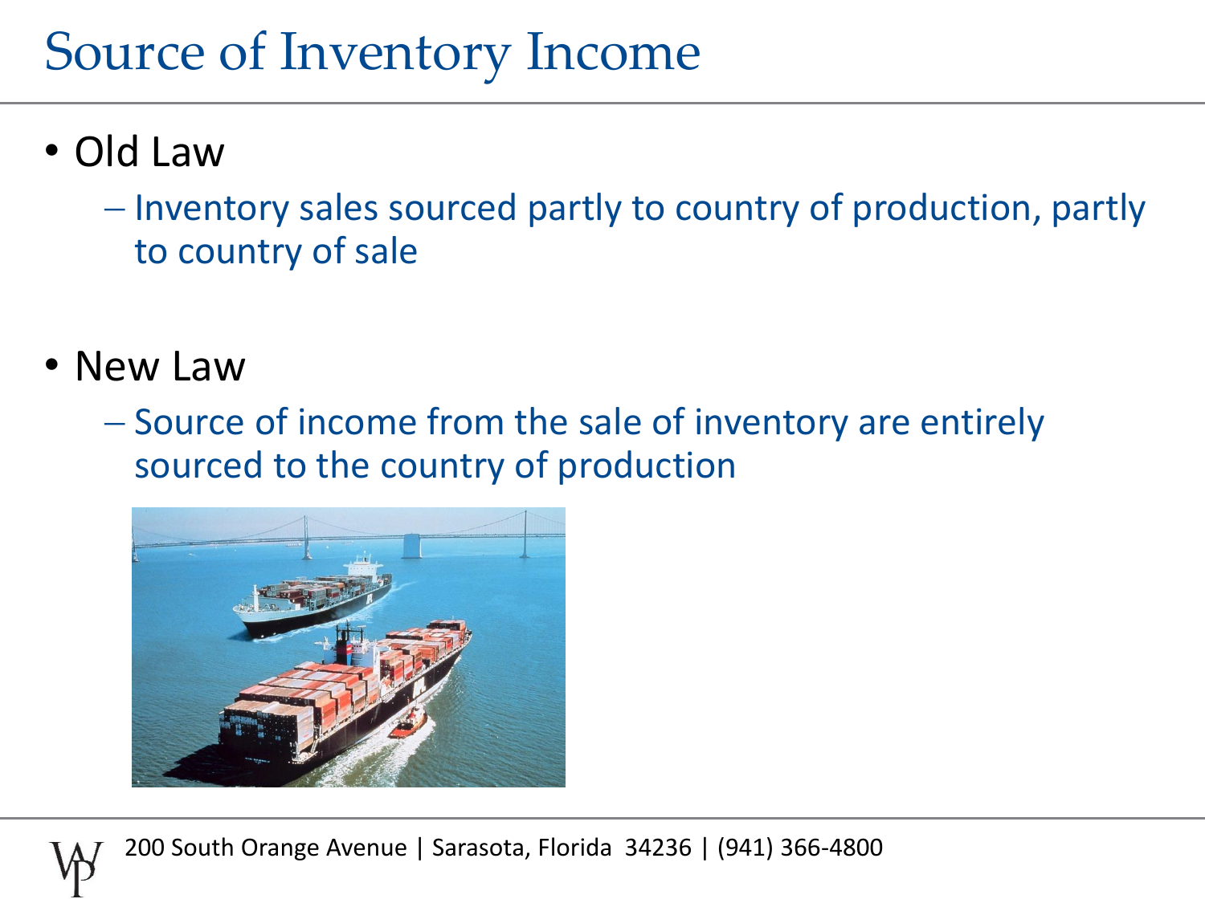# Source of Inventory Income

- Old Law
  - Inventory sales sourced partly to country of production, partly to country of sale

- New Law
  - Source of income from the sale of inventory are entirely sourced to the country of production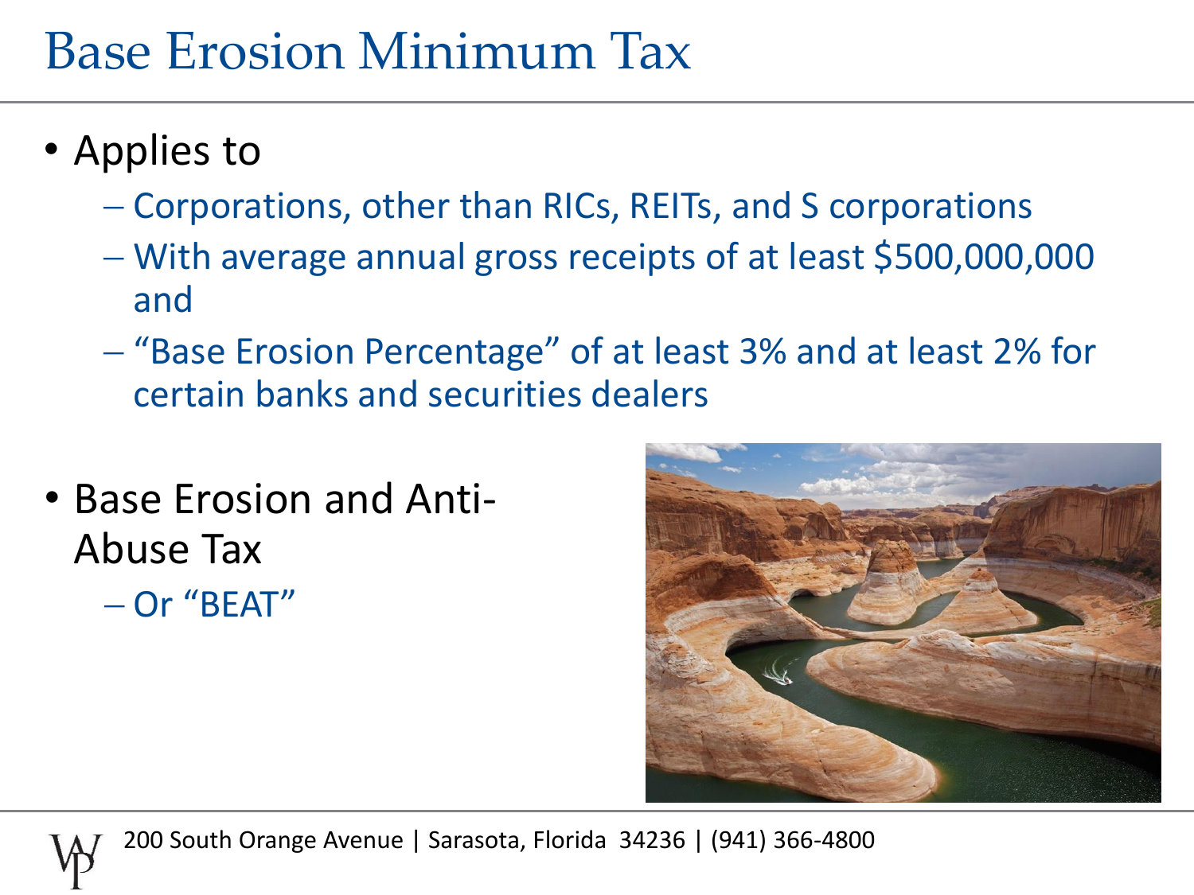# Base Erosion Minimum Tax

- Applies to
  - Corporations, other than RICs, REITs, and S corporations
  - With average annual gross receipts of at least $500,000,000 and
  - "Base Erosion Percentage" of at least 3% and at least 2% for certain banks and securities dealers
- Base Erosion and Anti-Abuse Tax
  - Or "BEAT"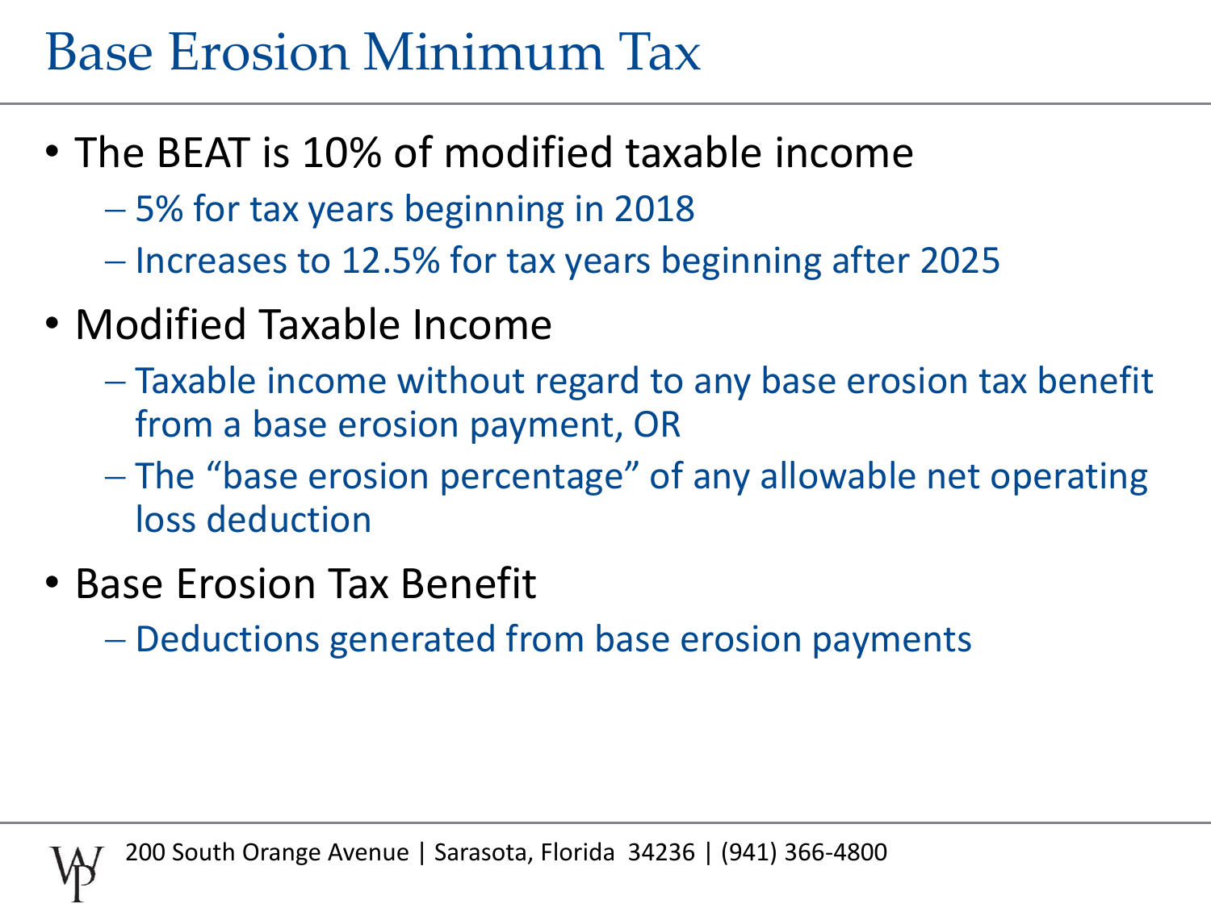# Base Erosion Minimum Tax

- The BEAT is 10% of modified taxable income
  - 5% for tax years beginning in 2018
  - Increases to 12.5% for tax years beginning after 2025
- Modified Taxable Income
  - Taxable income without regard to any base erosion tax benefit from a base erosion payment, OR
  - The "base erosion percentage" of any allowable net operating loss deduction
- Base Erosion Tax Benefit
  - Deductions generated from base erosion payments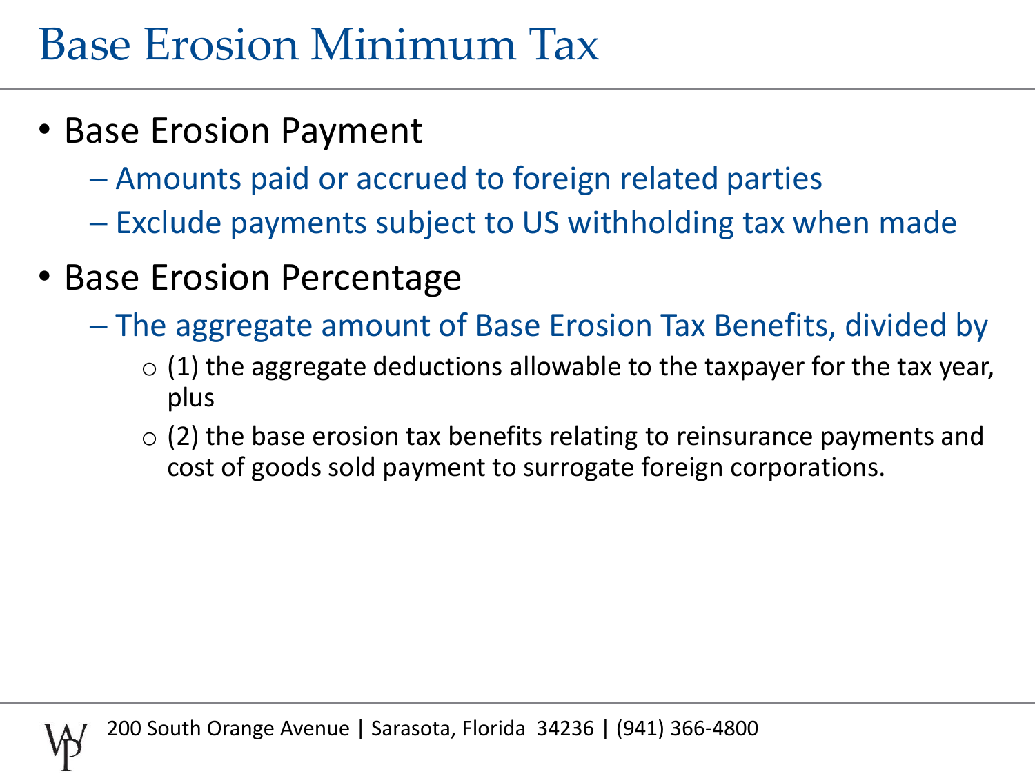# Base Erosion Minimum Tax

- Base Erosion Payment
  - Amounts paid or accrued to foreign related parties
  - Exclude payments subject to US withholding tax when made
- Base Erosion Percentage
  - The aggregate amount of Base Erosion Tax Benefits, divided by
    - (1) the aggregate deductions allowable to the taxpayer for the tax year, plus
    - (2) the base erosion tax benefits relating to reinsurance payments and cost of goods sold payment to surrogate foreign corporations.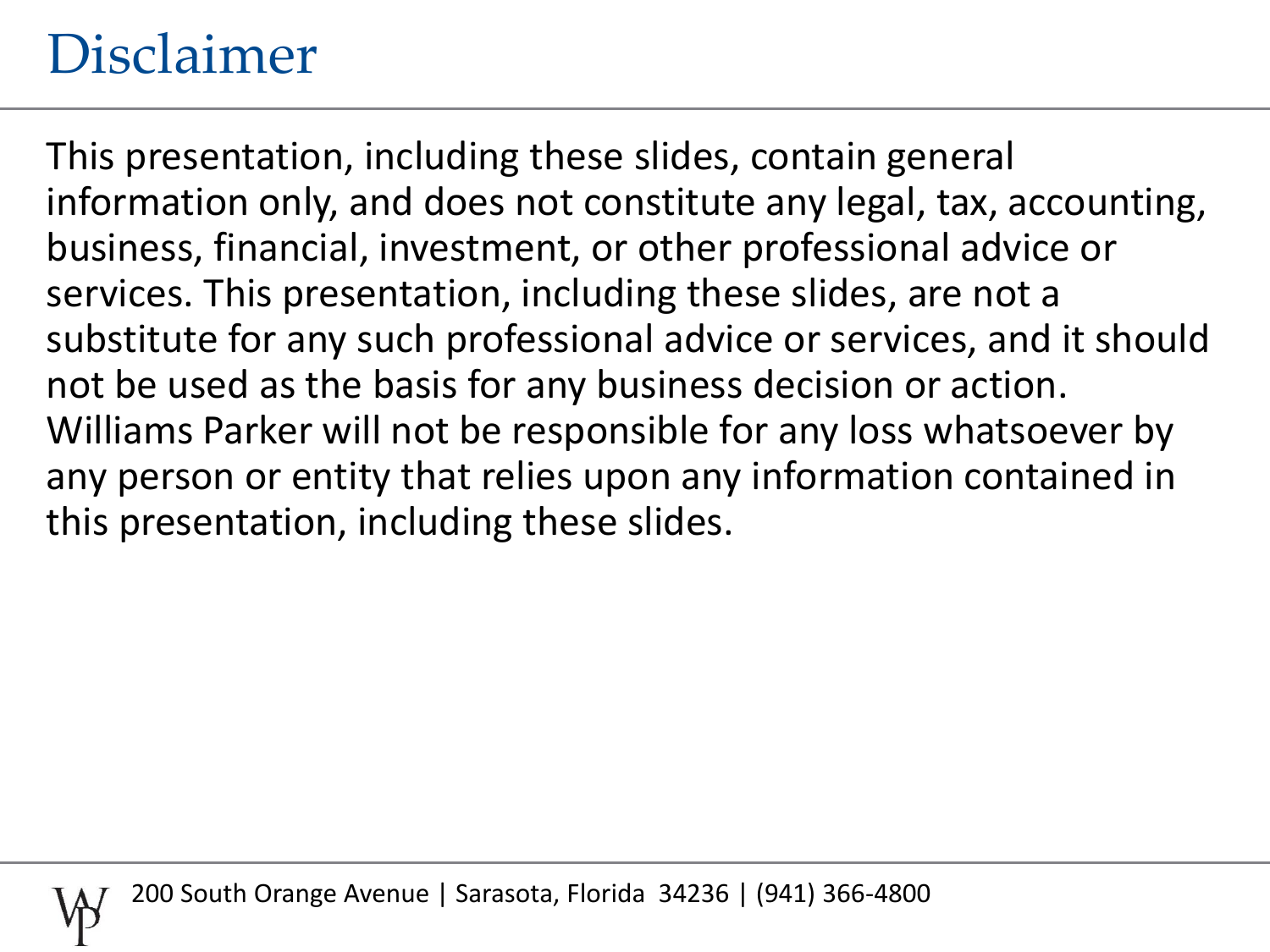# Disclaimer

This presentation, including these slides, contain general information only, and does not constitute any legal, tax, accounting, business, financial, investment, or other professional advice or services. This presentation, including these slides, are not a substitute for any such professional advice or services, and it should not be used as the basis for any business decision or action. Williams Parker will not be responsible for any loss whatsoever by any person or entity that relies upon any information contained in this presentation, including these slides.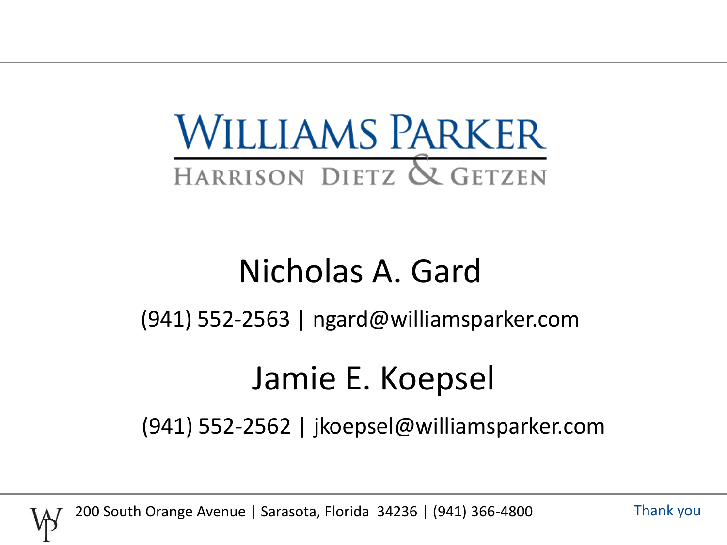# WILLIAMS PARKER

HARRISON DIETZ & GETZEN

## Nicholas A. Gard

(941) 552-2563 | ngard@williamsparker.com

## Jamie E. Koepsel

(941) 552-2562 | jkoepsel@williamsparker.com

200 South Orange Avenue | Sarasota, Florida 34236 | (941) 366-4800

Thank you